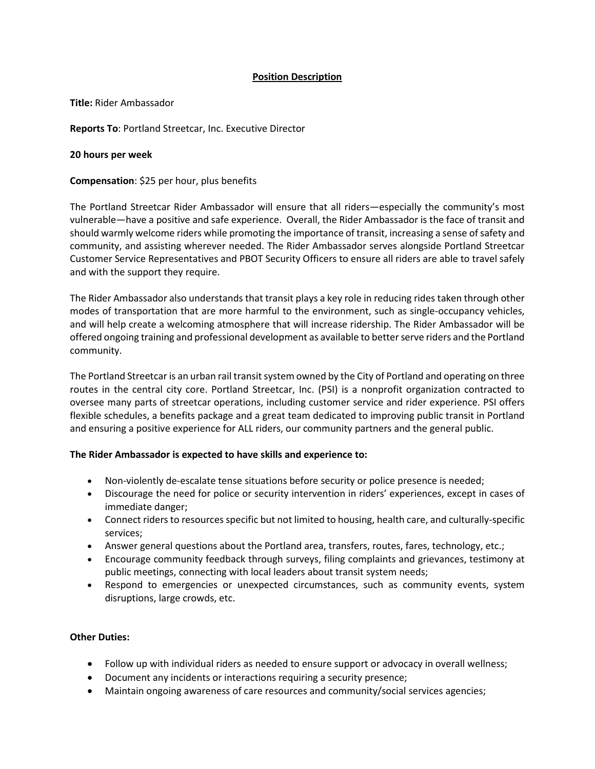**Position Description**

**Title:** Rider Ambassador

**Reports To**: Portland Streetcar, Inc. Executive Director

**20 hours per week**

**Compensation**: $25 per hour, plus benefits

The Portland Streetcar Rider Ambassador will ensure that all riders—especially the community's most vulnerable—have a positive and safe experience. Overall, the Rider Ambassador is the face of transit and should warmly welcome riders while promoting the importance of transit, increasing a sense of safety and community, and assisting wherever needed. The Rider Ambassador serves alongside Portland Streetcar Customer Service Representatives and PBOT Security Officers to ensure all riders are able to travel safely and with the support they require.

The Rider Ambassador also understands that transit plays a key role in reducing rides taken through other modes of transportation that are more harmful to the environment, such as single-occupancy vehicles, and will help create a welcoming atmosphere that will increase ridership. The Rider Ambassador will be offered ongoing training and professional development as available to better serve riders and the Portland community.

The Portland Streetcar is an urban rail transit system owned by the City of Portland and operating on three routes in the central city core. Portland Streetcar, Inc. (PSI) is a nonprofit organization contracted to oversee many parts of streetcar operations, including customer service and rider experience. PSI offers flexible schedules, a benefits package and a great team dedicated to improving public transit in Portland and ensuring a positive experience for ALL riders, our community partners and the general public.

**The Rider Ambassador is expected to have skills and experience to:**

- Non-violently de-escalate tense situations before security or police presence is needed;
- Discourage the need for police or security intervention in riders' experiences, except in cases of immediate danger;
- Connect riders to resources specific but not limited to housing, health care, and culturally-specific services;
- Answer general questions about the Portland area, transfers, routes, fares, technology, etc.;
- Encourage community feedback through surveys, filing complaints and grievances, testimony at public meetings, connecting with local leaders about transit system needs;
- Respond to emergencies or unexpected circumstances, such as community events, system disruptions, large crowds, etc.

**Other Duties:**

- Follow up with individual riders as needed to ensure support or advocacy in overall wellness;
- Document any incidents or interactions requiring a security presence;
- Maintain ongoing awareness of care resources and community/social services agencies;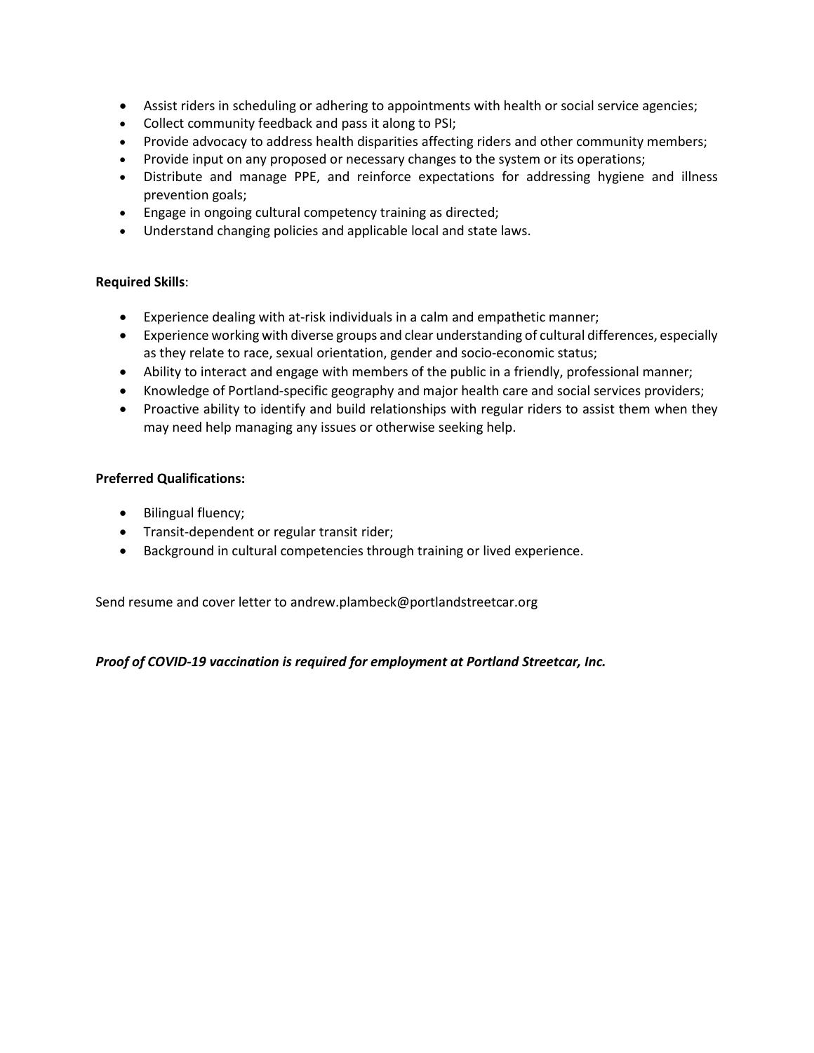- Assist riders in scheduling or adhering to appointments with health or social service agencies;
- Collect community feedback and pass it along to PSI;
- Provide advocacy to address health disparities affecting riders and other community members;
- Provide input on any proposed or necessary changes to the system or its operations;
- Distribute and manage PPE, and reinforce expectations for addressing hygiene and illness prevention goals;
- Engage in ongoing cultural competency training as directed;
- Understand changing policies and applicable local and state laws.

**Required Skills**:

- Experience dealing with at-risk individuals in a calm and empathetic manner;
- Experience working with diverse groups and clear understanding of cultural differences, especially as they relate to race, sexual orientation, gender and socio-economic status;
- Ability to interact and engage with members of the public in a friendly, professional manner;
- Knowledge of Portland-specific geography and major health care and social services providers;
- Proactive ability to identify and build relationships with regular riders to assist them when they may need help managing any issues or otherwise seeking help.

**Preferred Qualifications:**

- Bilingual fluency;
- Transit-dependent or regular transit rider;
- Background in cultural competencies through training or lived experience.

Send resume and cover letter to andrew.plambeck@portlandstreetcar.org

***Proof of COVID-19 vaccination is required for employment at Portland Streetcar, Inc.***